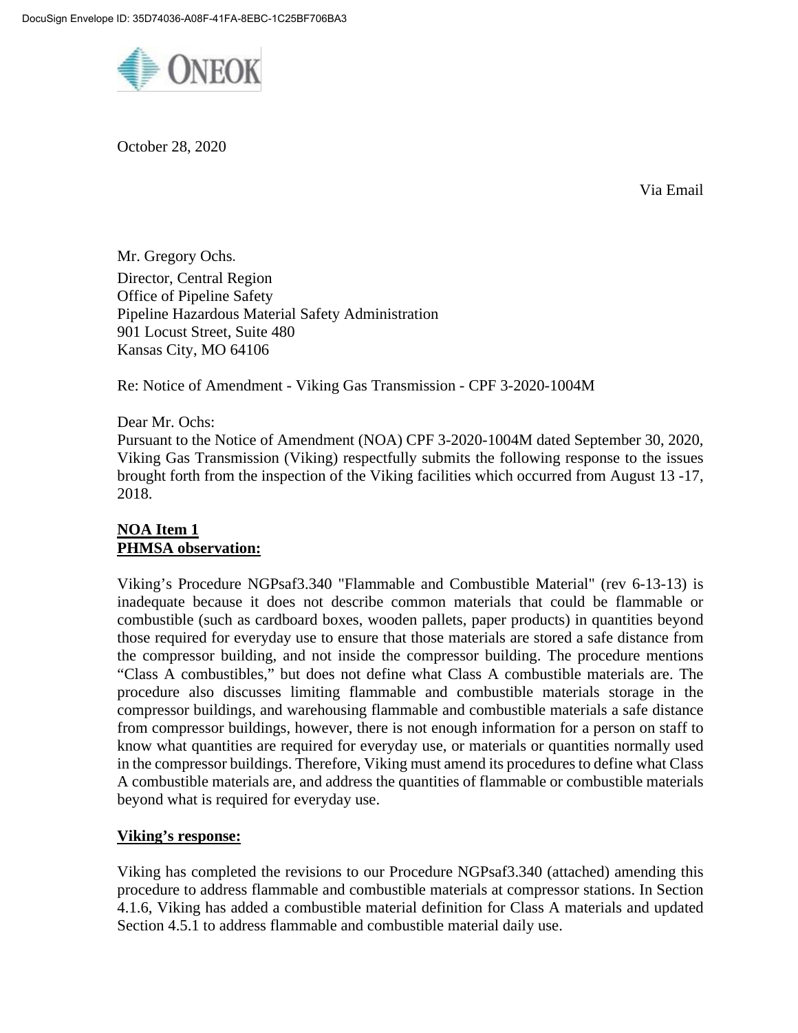DocuSign Envelope ID: 35D74036-A08F-41FA-8EBC-1C25BF706BA3

ONEOK

October 28, 2020

Via Email

Mr. Gregory Ochs.
Director, Central Region
Office of Pipeline Safety
Pipeline Hazardous Material Safety Administration
901 Locust Street, Suite 480
Kansas City, MO 64106

Re: Notice of Amendment - Viking Gas Transmission - CPF 3-2020-1004M

Dear Mr. Ochs:
Pursuant to the Notice of Amendment (NOA) CPF 3-2020-1004M dated September 30, 2020, Viking Gas Transmission (Viking) respectfully submits the following response to the issues brought forth from the inspection of the Viking facilities which occurred from August 13 -17, 2018.

**NOA Item 1**
**PHMSA observation:**

Viking's Procedure NGPsaf3.340 "Flammable and Combustible Material" (rev 6-13-13) is inadequate because it does not describe common materials that could be flammable or combustible (such as cardboard boxes, wooden pallets, paper products) in quantities beyond those required for everyday use to ensure that those materials are stored a safe distance from the compressor building, and not inside the compressor building. The procedure mentions "Class A combustibles," but does not define what Class A combustible materials are. The procedure also discusses limiting flammable and combustible materials storage in the compressor buildings, and warehousing flammable and combustible materials a safe distance from compressor buildings, however, there is not enough information for a person on staff to know what quantities are required for everyday use, or materials or quantities normally used in the compressor buildings. Therefore, Viking must amend its procedures to define what Class A combustible materials are, and address the quantities of flammable or combustible materials beyond what is required for everyday use.

**Viking's response:**

Viking has completed the revisions to our Procedure NGPsaf3.340 (attached) amending this procedure to address flammable and combustible materials at compressor stations. In Section 4.1.6, Viking has added a combustible material definition for Class A materials and updated Section 4.5.1 to address flammable and combustible material daily use.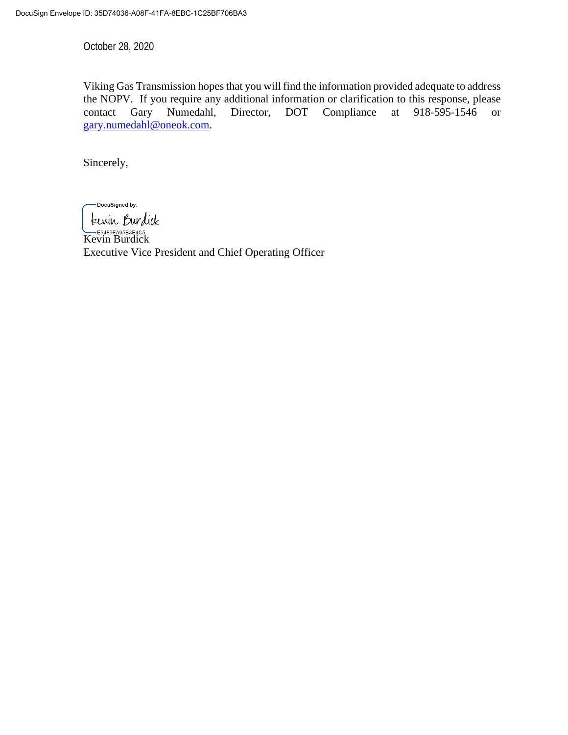October 28, 2020

Viking Gas Transmission hopes that you will find the information provided adequate to address the NOPV. If you require any additional information or clarification to this response, please contact Gary Numedahl, Director, DOT Compliance at 918-595-1546 or gary.numedahl@oneok.com.

Sincerely,

DocuSigned by:
Kevin Burdick
E9489FA95B3E4C5

Kevin Burdick
Executive Vice President and Chief Operating Officer